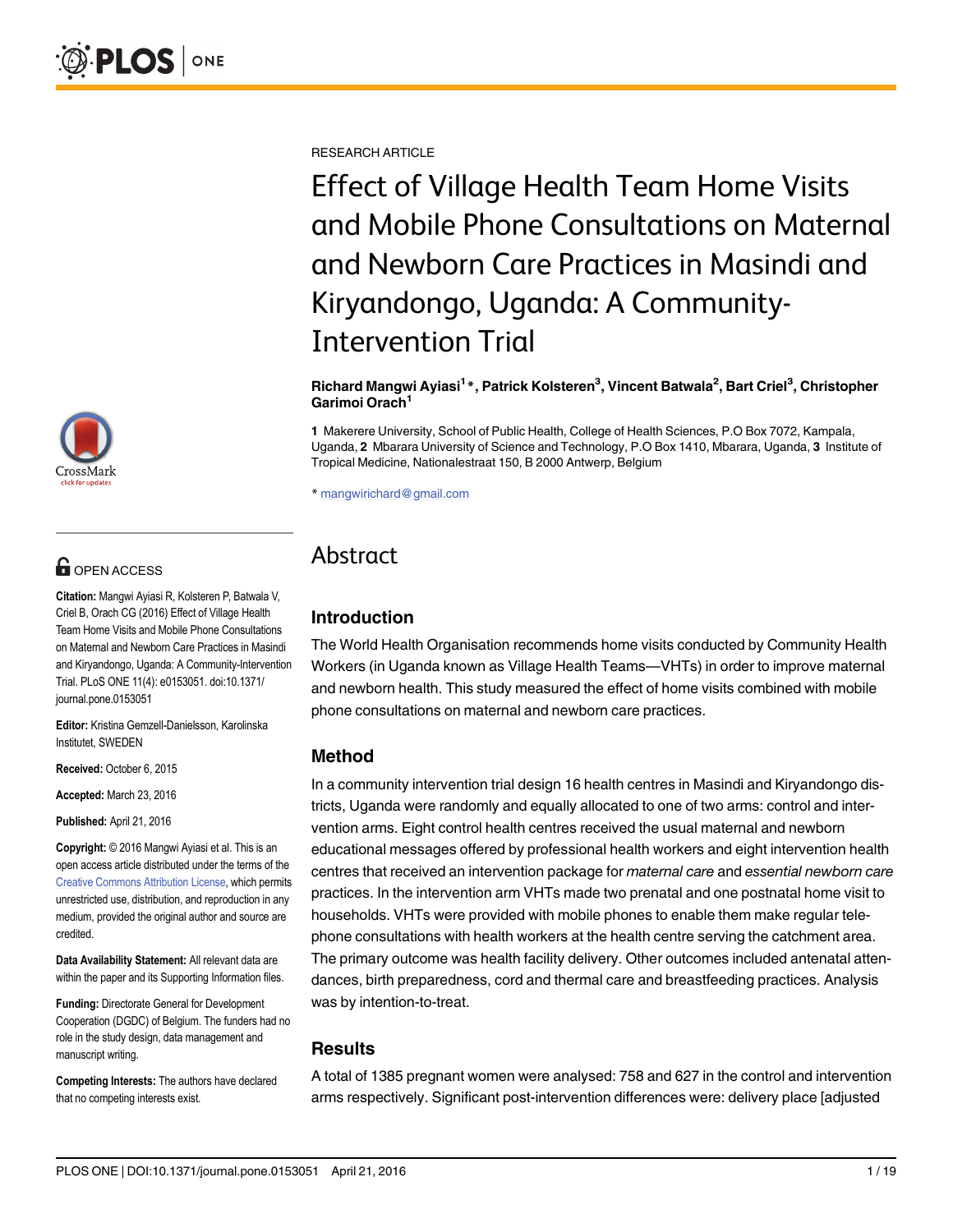RESEARCH ARTICLE

# Effect of Village Health Team Home Visits and Mobile Phone Consultations on Maternal and Newborn Care Practices in Masindi and Kiryandongo, Uganda: A Community-Intervention Trial

**Richard Mangwi Ayiasi[1] *, Patrick Kolsteren[3], Vincent Batwala[2], Bart Criel[3], Christopher Garimoi Orach[1]**

**1** Makerere University, School of Public Health, College of Health Sciences, P.O Box 7072, Kampala, Uganda, **2** Mbarara University of Science and Technology, P.O Box 1410, Mbarara, Uganda, **3** Institute of Tropical Medicine, Nationalestraat 150, B 2000 Antwerp, Belgium

* mangwirichard@gmail.com

OPEN ACCESS

**Citation:** Mangwi Ayiasi R, Kolsteren P, Batwala V, Criel B, Orach CG (2016) Effect of Village Health Team Home Visits and Mobile Phone Consultations on Maternal and Newborn Care Practices in Masindi and Kiryandongo, Uganda: A Community-Intervention Trial. PLoS ONE 11(4): e0153051. doi:10.1371/journal.pone.0153051

**Editor:** Kristina Gemzell-Danielsson, Karolinska Institutet, SWEDEN

**Received:** October 6, 2015

**Accepted:** March 23, 2016

**Published:** April 21, 2016

**Copyright:** © 2016 Mangwi Ayiasi et al. This is an open access article distributed under the terms of the Creative Commons Attribution License, which permits unrestricted use, distribution, and reproduction in any medium, provided the original author and source are credited.

**Data Availability Statement:** All relevant data are within the paper and its Supporting Information files.

**Funding:** Directorate General for Development Cooperation (DGDC) of Belgium. The funders had no role in the study design, data management and manuscript writing.

**Competing Interests:** The authors have declared that no competing interests exist.

## Abstract

### Introduction

The World Health Organisation recommends home visits conducted by Community Health Workers (in Uganda known as Village Health Teams—VHTs) in order to improve maternal and newborn health. This study measured the effect of home visits combined with mobile phone consultations on maternal and newborn care practices.

### Method

In a community intervention trial design 16 health centres in Masindi and Kiryandongo districts, Uganda were randomly and equally allocated to one of two arms: control and intervention arms. Eight control health centres received the usual maternal and newborn educational messages offered by professional health workers and eight intervention health centres that received an intervention package for *maternal care* and *essential newborn care* practices. In the intervention arm VHTs made two prenatal and one postnatal home visit to households. VHTs were provided with mobile phones to enable them make regular telephone consultations with health workers at the health centre serving the catchment area. The primary outcome was health facility delivery. Other outcomes included antenatal attendances, birth preparedness, cord and thermal care and breastfeeding practices. Analysis was by intention-to-treat.

### Results

A total of 1385 pregnant women were analysed: 758 and 627 in the control and intervention arms respectively. Significant post-intervention differences were: delivery place [adjusted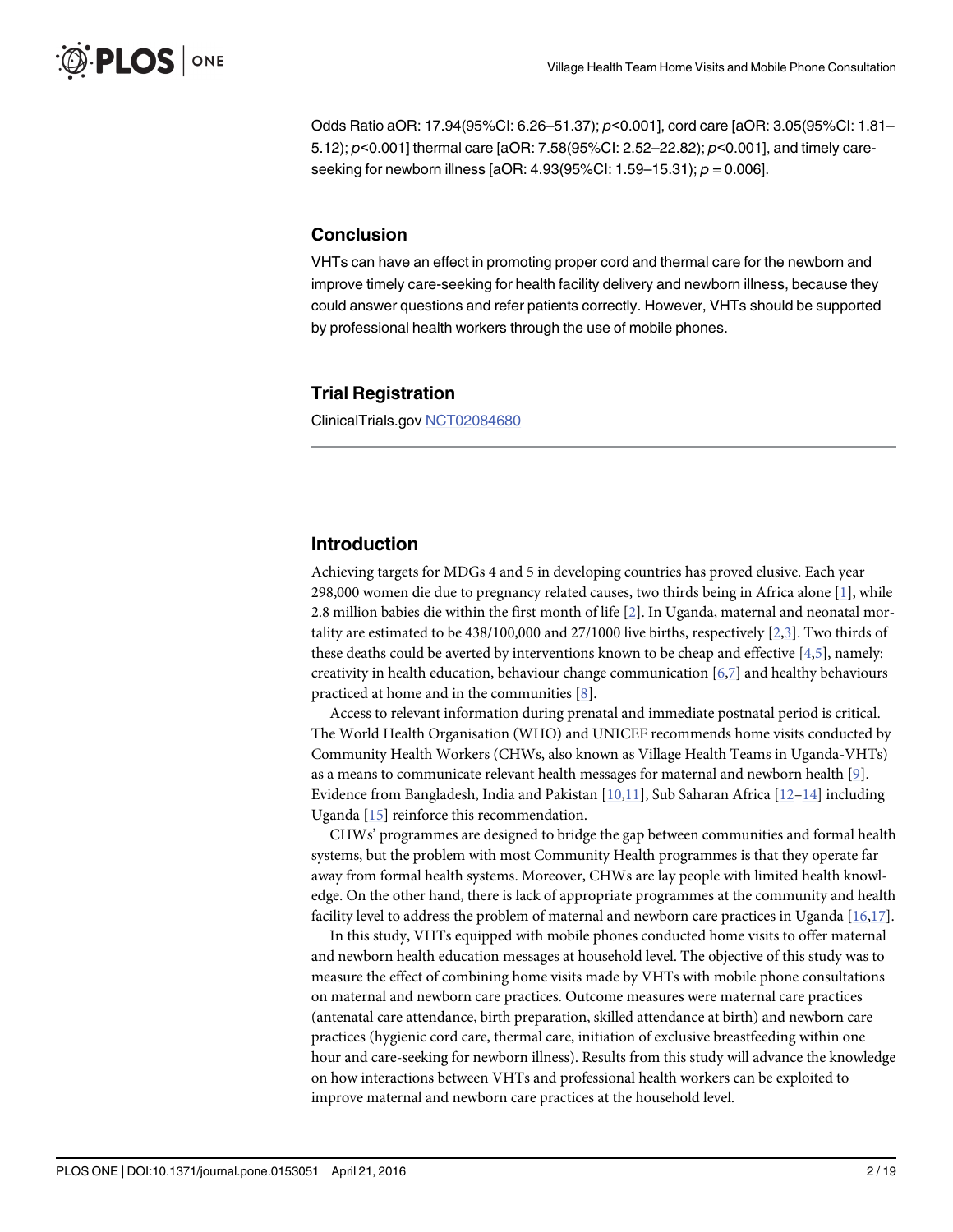Odds Ratio aOR: 17.94(95%CI: 6.26–51.37); $p<0.001$], cord care [aOR: 3.05(95%CI: 1.81–5.12); $p<0.001$] thermal care [aOR: 7.58(95%CI: 2.52–22.82); $p<0.001$], and timely care-seeking for newborn illness [aOR: 4.93(95%CI: 1.59–15.31); $p = 0.006$].

## Conclusion

VHTs can have an effect in promoting proper cord and thermal care for the newborn and improve timely care-seeking for health facility delivery and newborn illness, because they could answer questions and refer patients correctly. However, VHTs should be supported by professional health workers through the use of mobile phones.

## Trial Registration

ClinicalTrials.gov NCT02084680

## Introduction

Achieving targets for MDGs 4 and 5 in developing countries has proved elusive. Each year 298,000 women die due to pregnancy related causes, two thirds being in Africa alone [1], while 2.8 million babies die within the first month of life [2]. In Uganda, maternal and neonatal mortality are estimated to be 438/100,000 and 27/1000 live births, respectively [2,3]. Two thirds of these deaths could be averted by interventions known to be cheap and effective [4,5], namely: creativity in health education, behaviour change communication [6,7] and healthy behaviours practiced at home and in the communities [8].

Access to relevant information during prenatal and immediate postnatal period is critical. The World Health Organisation (WHO) and UNICEF recommends home visits conducted by Community Health Workers (CHWs, also known as Village Health Teams in Uganda-VHTs) as a means to communicate relevant health messages for maternal and newborn health [9]. Evidence from Bangladesh, India and Pakistan [10,11], Sub Saharan Africa [12–14] including Uganda [15] reinforce this recommendation.

CHWs' programmes are designed to bridge the gap between communities and formal health systems, but the problem with most Community Health programmes is that they operate far away from formal health systems. Moreover, CHWs are lay people with limited health knowledge. On the other hand, there is lack of appropriate programmes at the community and health facility level to address the problem of maternal and newborn care practices in Uganda [16,17].

In this study, VHTs equipped with mobile phones conducted home visits to offer maternal and newborn health education messages at household level. The objective of this study was to measure the effect of combining home visits made by VHTs with mobile phone consultations on maternal and newborn care practices. Outcome measures were maternal care practices (antenatal care attendance, birth preparation, skilled attendance at birth) and newborn care practices (hygienic cord care, thermal care, initiation of exclusive breastfeeding within one hour and care-seeking for newborn illness). Results from this study will advance the knowledge on how interactions between VHTs and professional health workers can be exploited to improve maternal and newborn care practices at the household level.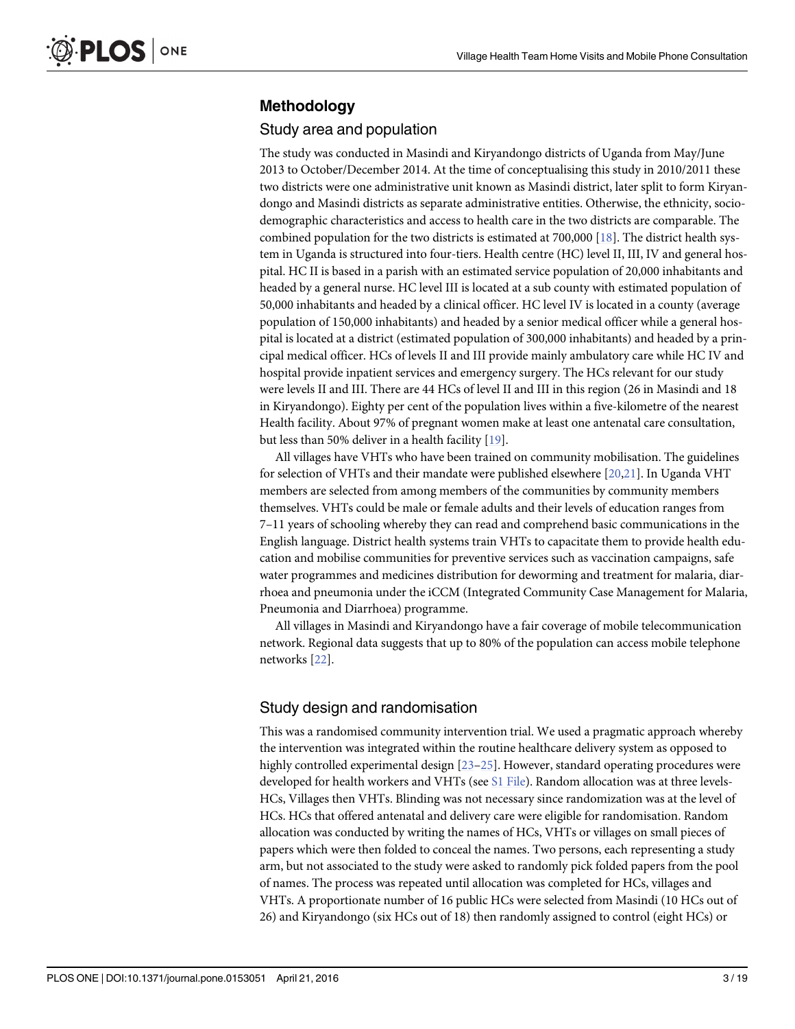## Methodology

### Study area and population

The study was conducted in Masindi and Kiryandongo districts of Uganda from May/June 2013 to October/December 2014. At the time of conceptualising this study in 2010/2011 these two districts were one administrative unit known as Masindi district, later split to form Kiryandongo and Masindi districts as separate administrative entities. Otherwise, the ethnicity, socio-demographic characteristics and access to health care in the two districts are comparable. The combined population for the two districts is estimated at 700,000 [18]. The district health system in Uganda is structured into four-tiers. Health centre (HC) level II, III, IV and general hospital. HC II is based in a parish with an estimated service population of 20,000 inhabitants and headed by a general nurse. HC level III is located at a sub county with estimated population of 50,000 inhabitants and headed by a clinical officer. HC level IV is located in a county (average population of 150,000 inhabitants) and headed by a senior medical officer while a general hospital is located at a district (estimated population of 300,000 inhabitants) and headed by a principal medical officer. HCs of levels II and III provide mainly ambulatory care while HC IV and hospital provide inpatient services and emergency surgery. The HCs relevant for our study were levels II and III. There are 44 HCs of level II and III in this region (26 in Masindi and 18 in Kiryandongo). Eighty per cent of the population lives within a five-kilometre of the nearest Health facility. About 97% of pregnant women make at least one antenatal care consultation, but less than 50% deliver in a health facility [19].

All villages have VHTs who have been trained on community mobilisation. The guidelines for selection of VHTs and their mandate were published elsewhere [20,21]. In Uganda VHT members are selected from among members of the communities by community members themselves. VHTs could be male or female adults and their levels of education ranges from 7–11 years of schooling whereby they can read and comprehend basic communications in the English language. District health systems train VHTs to capacitate them to provide health education and mobilise communities for preventive services such as vaccination campaigns, safe water programmes and medicines distribution for deworming and treatment for malaria, diarrhoea and pneumonia under the iCCM (Integrated Community Case Management for Malaria, Pneumonia and Diarrhoea) programme.

All villages in Masindi and Kiryandongo have a fair coverage of mobile telecommunication network. Regional data suggests that up to 80% of the population can access mobile telephone networks [22].

### Study design and randomisation

This was a randomised community intervention trial. We used a pragmatic approach whereby the intervention was integrated within the routine healthcare delivery system as opposed to highly controlled experimental design [23–25]. However, standard operating procedures were developed for health workers and VHTs (see S1 File). Random allocation was at three levels-HCs, Villages then VHTs. Blinding was not necessary since randomization was at the level of HCs. HCs that offered antenatal and delivery care were eligible for randomisation. Random allocation was conducted by writing the names of HCs, VHTs or villages on small pieces of papers which were then folded to conceal the names. Two persons, each representing a study arm, but not associated to the study were asked to randomly pick folded papers from the pool of names. The process was repeated until allocation was completed for HCs, villages and VHTs. A proportionate number of 16 public HCs were selected from Masindi (10 HCs out of 26) and Kiryandongo (six HCs out of 18) then randomly assigned to control (eight HCs) or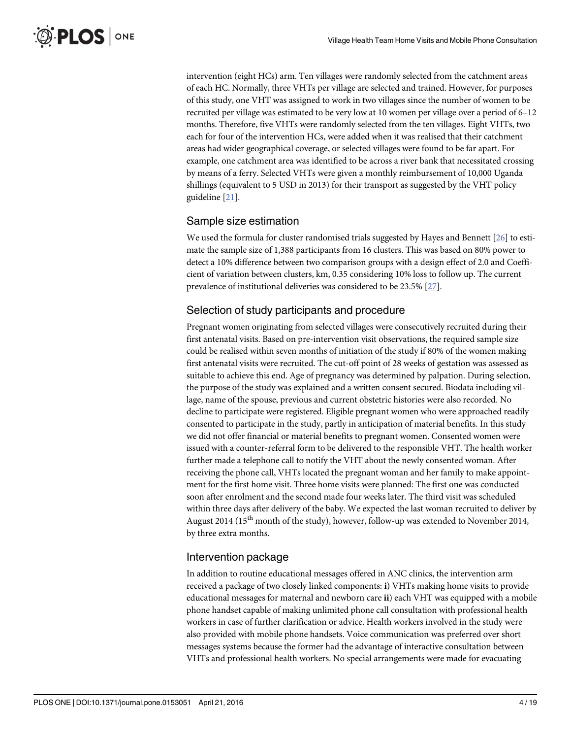intervention (eight HCs) arm. Ten villages were randomly selected from the catchment areas of each HC. Normally, three VHTs per village are selected and trained. However, for purposes of this study, one VHT was assigned to work in two villages since the number of women to be recruited per village was estimated to be very low at 10 women per village over a period of 6–12 months. Therefore, five VHTs were randomly selected from the ten villages. Eight VHTs, two each for four of the intervention HCs, were added when it was realised that their catchment areas had wider geographical coverage, or selected villages were found to be far apart. For example, one catchment area was identified to be across a river bank that necessitated crossing by means of a ferry. Selected VHTs were given a monthly reimbursement of 10,000 Uganda shillings (equivalent to 5 USD in 2013) for their transport as suggested by the VHT policy guideline [21].

## Sample size estimation

We used the formula for cluster randomised trials suggested by Hayes and Bennett [26] to estimate the sample size of 1,388 participants from 16 clusters. This was based on 80% power to detect a 10% difference between two comparison groups with a design effect of 2.0 and Coefficient of variation between clusters, km, 0.35 considering 10% loss to follow up. The current prevalence of institutional deliveries was considered to be 23.5% [27].

## Selection of study participants and procedure

Pregnant women originating from selected villages were consecutively recruited during their first antenatal visits. Based on pre-intervention visit observations, the required sample size could be realised within seven months of initiation of the study if 80% of the women making first antenatal visits were recruited. The cut-off point of 28 weeks of gestation was assessed as suitable to achieve this end. Age of pregnancy was determined by palpation. During selection, the purpose of the study was explained and a written consent secured. Biodata including village, name of the spouse, previous and current obstetric histories were also recorded. No decline to participate were registered. Eligible pregnant women who were approached readily consented to participate in the study, partly in anticipation of material benefits. In this study we did not offer financial or material benefits to pregnant women. Consented women were issued with a counter-referral form to be delivered to the responsible VHT. The health worker further made a telephone call to notify the VHT about the newly consented woman. After receiving the phone call, VHTs located the pregnant woman and her family to make appointment for the first home visit. Three home visits were planned: The first one was conducted soon after enrolment and the second made four weeks later. The third visit was scheduled within three days after delivery of the baby. We expected the last woman recruited to deliver by August 2014 (15th month of the study), however, follow-up was extended to November 2014, by three extra months.

## Intervention package

In addition to routine educational messages offered in ANC clinics, the intervention arm received a package of two closely linked components: **i**) VHTs making home visits to provide educational messages for maternal and newborn care **ii**) each VHT was equipped with a mobile phone handset capable of making unlimited phone call consultation with professional health workers in case of further clarification or advice. Health workers involved in the study were also provided with mobile phone handsets. Voice communication was preferred over short messages systems because the former had the advantage of interactive consultation between VHTs and professional health workers. No special arrangements were made for evacuating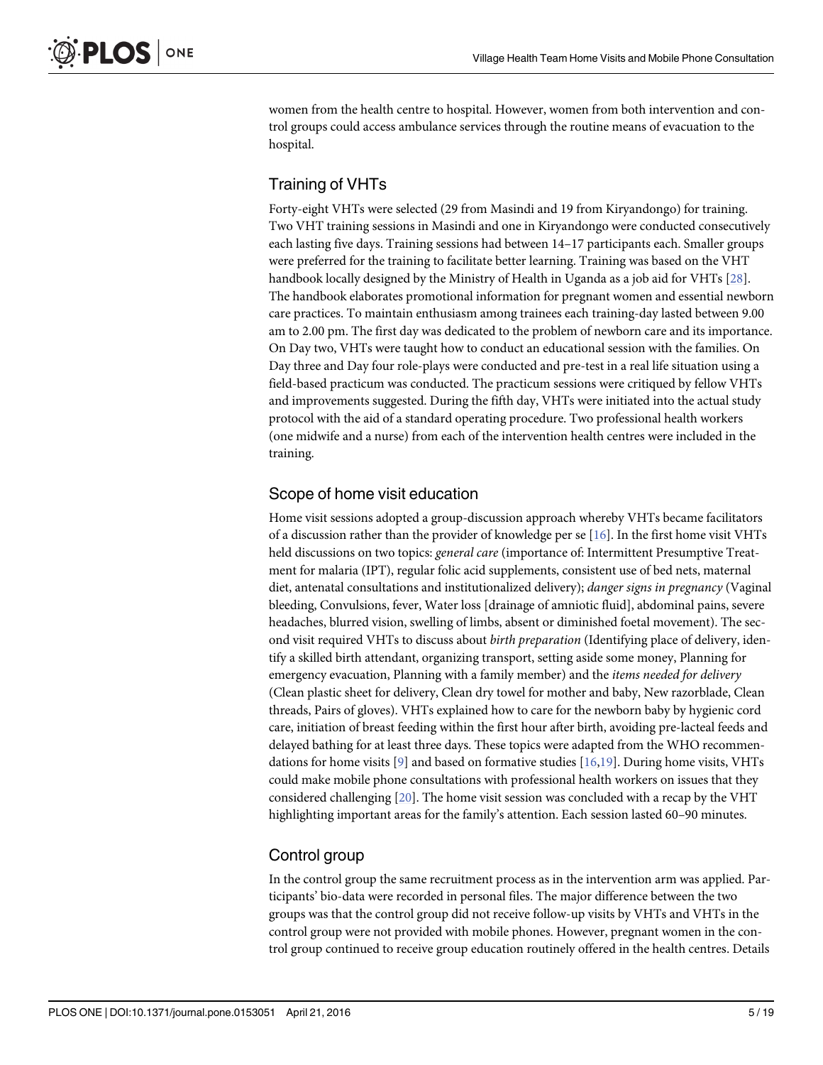women from the health centre to hospital. However, women from both intervention and control groups could access ambulance services through the routine means of evacuation to the hospital.

## Training of VHTs

Forty-eight VHTs were selected (29 from Masindi and 19 from Kiryandongo) for training. Two VHT training sessions in Masindi and one in Kiryandongo were conducted consecutively each lasting five days. Training sessions had between 14–17 participants each. Smaller groups were preferred for the training to facilitate better learning. Training was based on the VHT handbook locally designed by the Ministry of Health in Uganda as a job aid for VHTs [28]. The handbook elaborates promotional information for pregnant women and essential newborn care practices. To maintain enthusiasm among trainees each training-day lasted between 9.00 am to 2.00 pm. The first day was dedicated to the problem of newborn care and its importance. On Day two, VHTs were taught how to conduct an educational session with the families. On Day three and Day four role-plays were conducted and pre-test in a real life situation using a field-based practicum was conducted. The practicum sessions were critiqued by fellow VHTs and improvements suggested. During the fifth day, VHTs were initiated into the actual study protocol with the aid of a standard operating procedure. Two professional health workers (one midwife and a nurse) from each of the intervention health centres were included in the training.

## Scope of home visit education

Home visit sessions adopted a group-discussion approach whereby VHTs became facilitators of a discussion rather than the provider of knowledge per se [16]. In the first home visit VHTs held discussions on two topics: *general care* (importance of: Intermittent Presumptive Treatment for malaria (IPT), regular folic acid supplements, consistent use of bed nets, maternal diet, antenatal consultations and institutionalized delivery); *danger signs in pregnancy* (Vaginal bleeding, Convulsions, fever, Water loss [drainage of amniotic fluid], abdominal pains, severe headaches, blurred vision, swelling of limbs, absent or diminished foetal movement). The second visit required VHTs to discuss about *birth preparation* (Identifying place of delivery, identify a skilled birth attendant, organizing transport, setting aside some money, Planning for emergency evacuation, Planning with a family member) and the *items needed for delivery* (Clean plastic sheet for delivery, Clean dry towel for mother and baby, New razorblade, Clean threads, Pairs of gloves). VHTs explained how to care for the newborn baby by hygienic cord care, initiation of breast feeding within the first hour after birth, avoiding pre-lacteal feeds and delayed bathing for at least three days. These topics were adapted from the WHO recommendations for home visits [9] and based on formative studies [16,19]. During home visits, VHTs could make mobile phone consultations with professional health workers on issues that they considered challenging [20]. The home visit session was concluded with a recap by the VHT highlighting important areas for the family's attention. Each session lasted 60–90 minutes.

## Control group

In the control group the same recruitment process as in the intervention arm was applied. Participants' bio-data were recorded in personal files. The major difference between the two groups was that the control group did not receive follow-up visits by VHTs and VHTs in the control group were not provided with mobile phones. However, pregnant women in the control group continued to receive group education routinely offered in the health centres. Details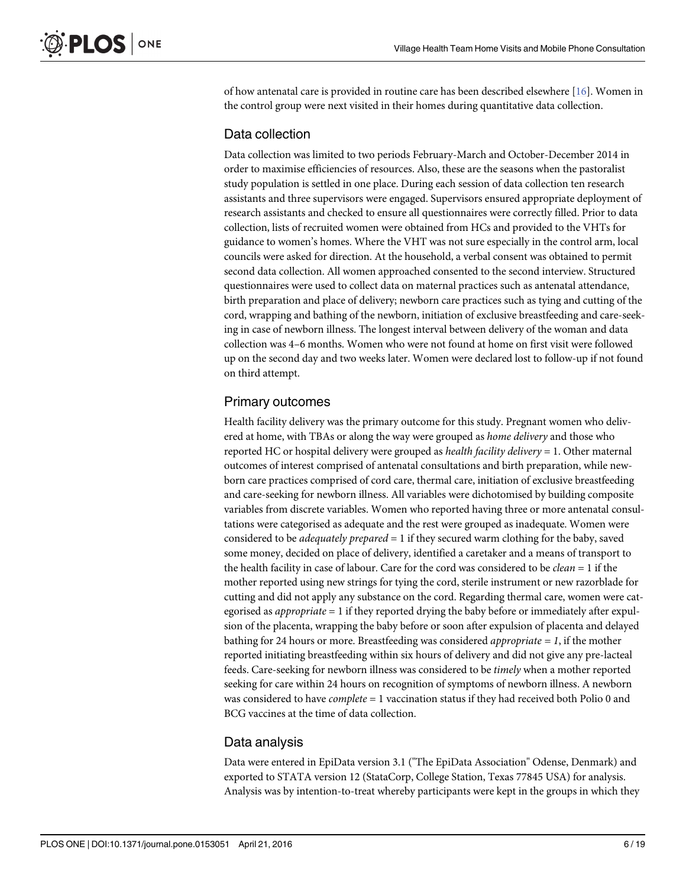of how antenatal care is provided in routine care has been described elsewhere [16]. Women in the control group were next visited in their homes during quantitative data collection.

## Data collection

Data collection was limited to two periods February-March and October-December 2014 in order to maximise efficiencies of resources. Also, these are the seasons when the pastoralist study population is settled in one place. During each session of data collection ten research assistants and three supervisors were engaged. Supervisors ensured appropriate deployment of research assistants and checked to ensure all questionnaires were correctly filled. Prior to data collection, lists of recruited women were obtained from HCs and provided to the VHTs for guidance to women's homes. Where the VHT was not sure especially in the control arm, local councils were asked for direction. At the household, a verbal consent was obtained to permit second data collection. All women approached consented to the second interview. Structured questionnaires were used to collect data on maternal practices such as antenatal attendance, birth preparation and place of delivery; newborn care practices such as tying and cutting of the cord, wrapping and bathing of the newborn, initiation of exclusive breastfeeding and care-seeking in case of newborn illness. The longest interval between delivery of the woman and data collection was 4–6 months. Women who were not found at home on first visit were followed up on the second day and two weeks later. Women were declared lost to follow-up if not found on third attempt.

## Primary outcomes

Health facility delivery was the primary outcome for this study. Pregnant women who delivered at home, with TBAs or along the way were grouped as *home delivery* and those who reported HC or hospital delivery were grouped as *health facility delivery* = 1. Other maternal outcomes of interest comprised of antenatal consultations and birth preparation, while newborn care practices comprised of cord care, thermal care, initiation of exclusive breastfeeding and care-seeking for newborn illness. All variables were dichotomised by building composite variables from discrete variables. Women who reported having three or more antenatal consultations were categorised as adequate and the rest were grouped as inadequate. Women were considered to be *adequately prepared* = 1 if they secured warm clothing for the baby, saved some money, decided on place of delivery, identified a caretaker and a means of transport to the health facility in case of labour. Care for the cord was considered to be *clean* = 1 if the mother reported using new strings for tying the cord, sterile instrument or new razorblade for cutting and did not apply any substance on the cord. Regarding thermal care, women were categorised as *appropriate* = 1 if they reported drying the baby before or immediately after expulsion of the placenta, wrapping the baby before or soon after expulsion of placenta and delayed bathing for 24 hours or more. Breastfeeding was considered *appropriate = 1*, if the mother reported initiating breastfeeding within six hours of delivery and did not give any pre-lacteal feeds. Care-seeking for newborn illness was considered to be *timely* when a mother reported seeking for care within 24 hours on recognition of symptoms of newborn illness. A newborn was considered to have *complete* = 1 vaccination status if they had received both Polio 0 and BCG vaccines at the time of data collection.

## Data analysis

Data were entered in EpiData version 3.1 ("The EpiData Association" Odense, Denmark) and exported to STATA version 12 (StataCorp, College Station, Texas 77845 USA) for analysis. Analysis was by intention-to-treat whereby participants were kept in the groups in which they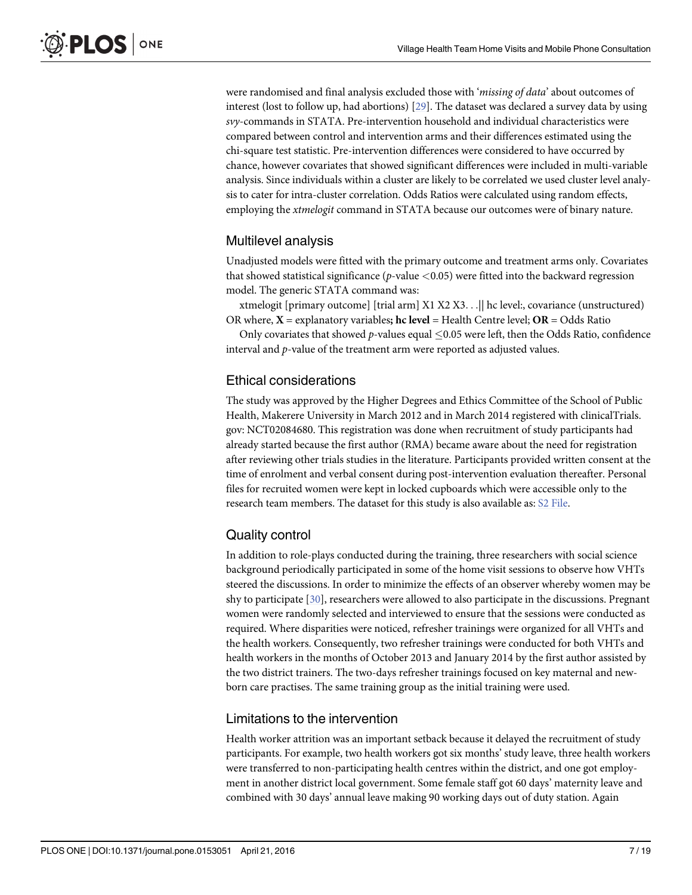were randomised and final analysis excluded those with '*missing of data*' about outcomes of interest (lost to follow up, had abortions) [29]. The dataset was declared a survey data by using *svy*-commands in STATA. Pre-intervention household and individual characteristics were compared between control and intervention arms and their differences estimated using the chi-square test statistic. Pre-intervention differences were considered to have occurred by chance, however covariates that showed significant differences were included in multi-variable analysis. Since individuals within a cluster are likely to be correlated we used cluster level analysis to cater for intra-cluster correlation. Odds Ratios were calculated using random effects, employing the *xtmelogit* command in STATA because our outcomes were of binary nature.

## Multilevel analysis

Unadjusted models were fitted with the primary outcome and treatment arms only. Covariates that showed statistical significance (*p*-value <0.05) were fitted into the backward regression model. The generic STATA command was:

xtmelogit [primary outcome] [trial arm] X1 X2 X3. . .|| hc level:, covariance (unstructured) OR where, **X** = explanatory variables**; hc level** = Health Centre level; **OR** = Odds Ratio

Only covariates that showed *p*-values equal ≤0.05 were left, then the Odds Ratio, confidence interval and *p*-value of the treatment arm were reported as adjusted values.

## Ethical considerations

The study was approved by the Higher Degrees and Ethics Committee of the School of Public Health, Makerere University in March 2012 and in March 2014 registered with clinicalTrials.gov: NCT02084680. This registration was done when recruitment of study participants had already started because the first author (RMA) became aware about the need for registration after reviewing other trials studies in the literature. Participants provided written consent at the time of enrolment and verbal consent during post-intervention evaluation thereafter. Personal files for recruited women were kept in locked cupboards which were accessible only to the research team members. The dataset for this study is also available as: S2 File.

## Quality control

In addition to role-plays conducted during the training, three researchers with social science background periodically participated in some of the home visit sessions to observe how VHTs steered the discussions. In order to minimize the effects of an observer whereby women may be shy to participate [30], researchers were allowed to also participate in the discussions. Pregnant women were randomly selected and interviewed to ensure that the sessions were conducted as required. Where disparities were noticed, refresher trainings were organized for all VHTs and the health workers. Consequently, two refresher trainings were conducted for both VHTs and health workers in the months of October 2013 and January 2014 by the first author assisted by the two district trainers. The two-days refresher trainings focused on key maternal and newborn care practises. The same training group as the initial training were used.

## Limitations to the intervention

Health worker attrition was an important setback because it delayed the recruitment of study participants. For example, two health workers got six months' study leave, three health workers were transferred to non-participating health centres within the district, and one got employment in another district local government. Some female staff got 60 days' maternity leave and combined with 30 days' annual leave making 90 working days out of duty station. Again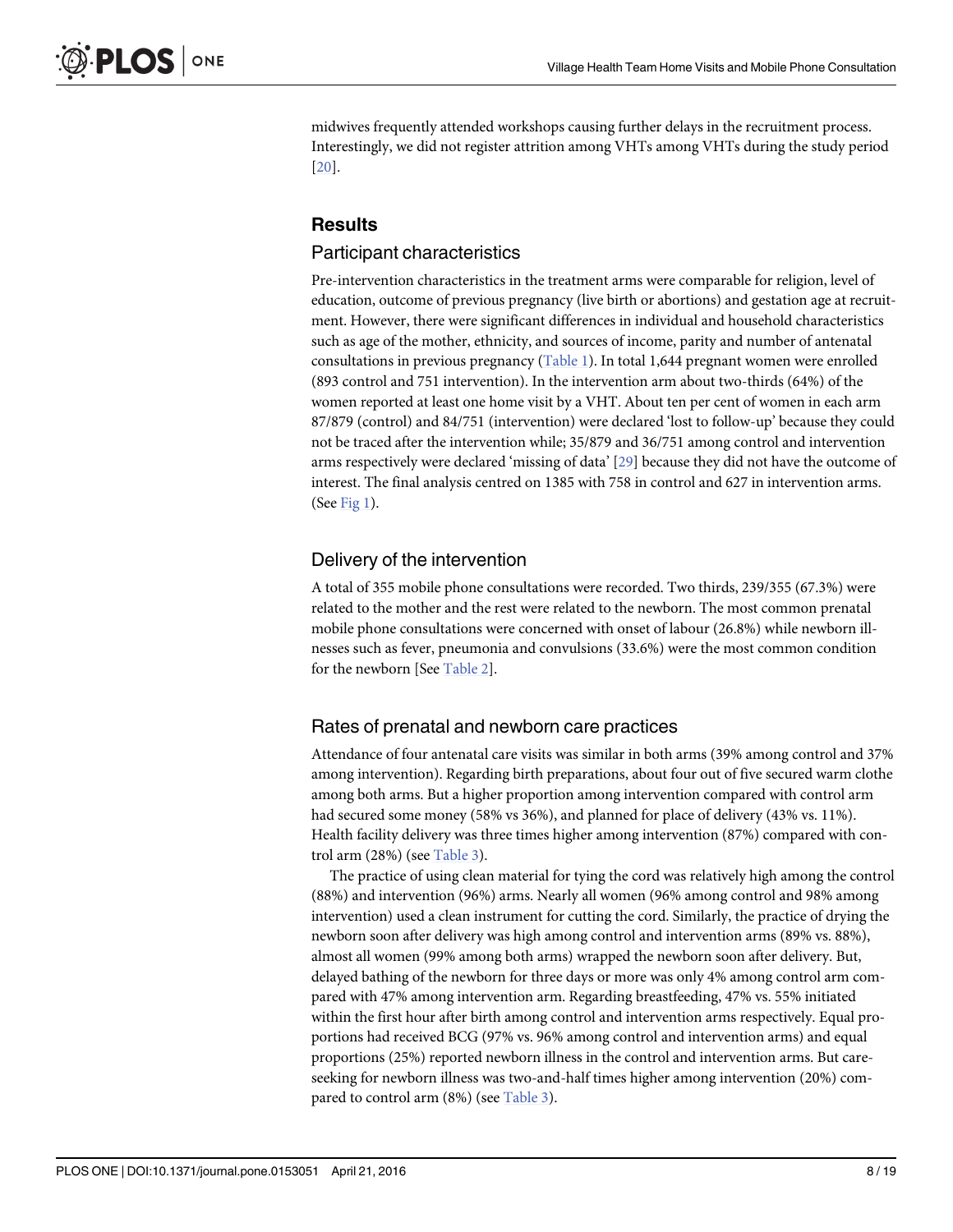midwives frequently attended workshops causing further delays in the recruitment process. Interestingly, we did not register attrition among VHTs among VHTs during the study period [20].

## Results

### Participant characteristics

Pre-intervention characteristics in the treatment arms were comparable for religion, level of education, outcome of previous pregnancy (live birth or abortions) and gestation age at recruitment. However, there were significant differences in individual and household characteristics such as age of the mother, ethnicity, and sources of income, parity and number of antenatal consultations in previous pregnancy (Table 1). In total 1,644 pregnant women were enrolled (893 control and 751 intervention). In the intervention arm about two-thirds (64%) of the women reported at least one home visit by a VHT. About ten per cent of women in each arm 87/879 (control) and 84/751 (intervention) were declared 'lost to follow-up' because they could not be traced after the intervention while; 35/879 and 36/751 among control and intervention arms respectively were declared 'missing of data' [29] because they did not have the outcome of interest. The final analysis centred on 1385 with 758 in control and 627 in intervention arms. (See Fig 1).

### Delivery of the intervention

A total of 355 mobile phone consultations were recorded. Two thirds, 239/355 (67.3%) were related to the mother and the rest were related to the newborn. The most common prenatal mobile phone consultations were concerned with onset of labour (26.8%) while newborn illnesses such as fever, pneumonia and convulsions (33.6%) were the most common condition for the newborn [See Table 2].

### Rates of prenatal and newborn care practices

Attendance of four antenatal care visits was similar in both arms (39% among control and 37% among intervention). Regarding birth preparations, about four out of five secured warm clothe among both arms. But a higher proportion among intervention compared with control arm had secured some money (58% vs 36%), and planned for place of delivery (43% vs. 11%). Health facility delivery was three times higher among intervention (87%) compared with control arm (28%) (see Table 3).

The practice of using clean material for tying the cord was relatively high among the control (88%) and intervention (96%) arms. Nearly all women (96% among control and 98% among intervention) used a clean instrument for cutting the cord. Similarly, the practice of drying the newborn soon after delivery was high among control and intervention arms (89% vs. 88%), almost all women (99% among both arms) wrapped the newborn soon after delivery. But, delayed bathing of the newborn for three days or more was only 4% among control arm compared with 47% among intervention arm. Regarding breastfeeding, 47% vs. 55% initiated within the first hour after birth among control and intervention arms respectively. Equal proportions had received BCG (97% vs. 96% among control and intervention arms) and equal proportions (25%) reported newborn illness in the control and intervention arms. But care-seeking for newborn illness was two-and-half times higher among intervention (20%) compared to control arm (8%) (see Table 3).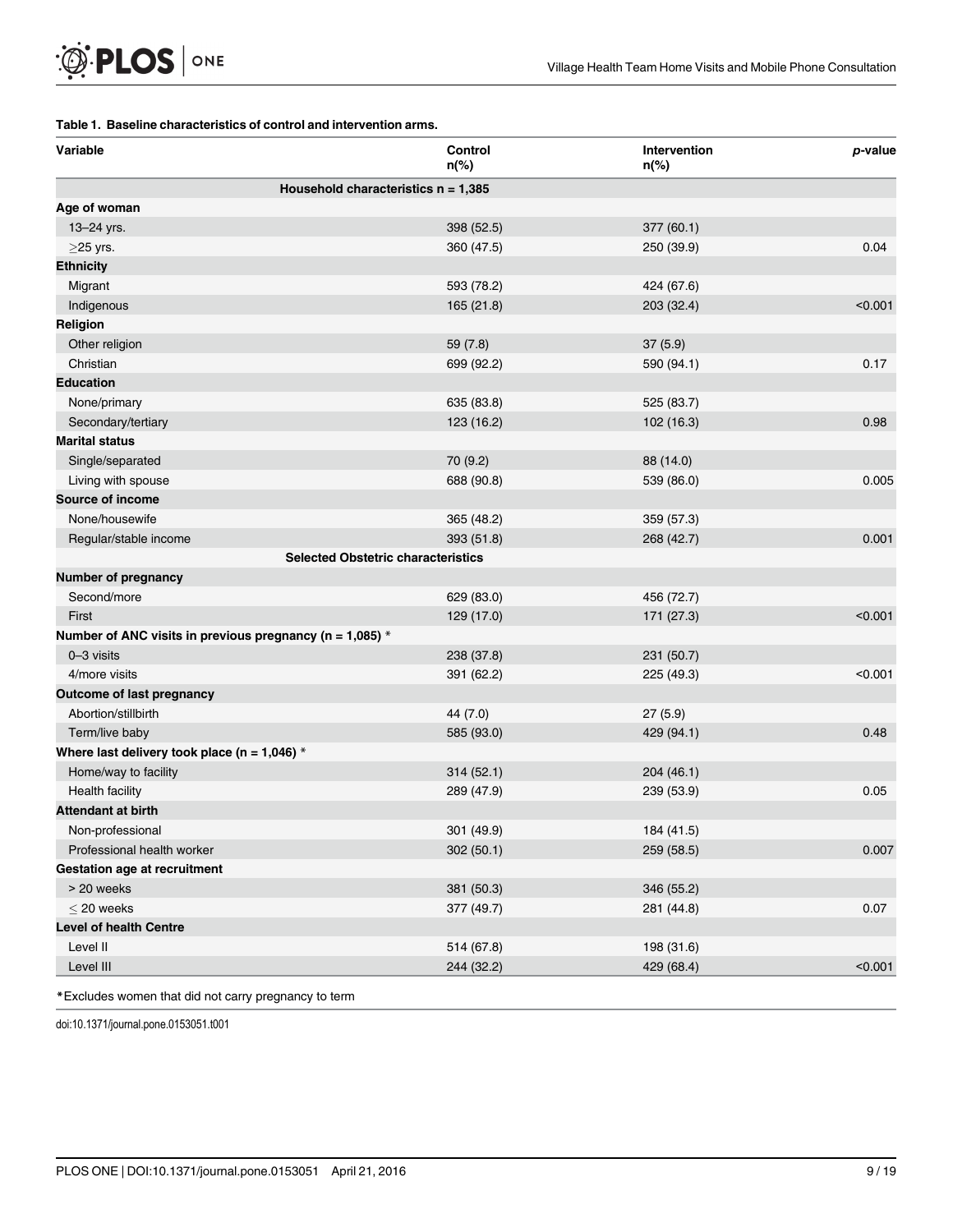**Table 1. Baseline characteristics of control and intervention arms.**

| Variable | Control n(%) | Intervention n(%) | *p*-value |
|---|---|---|---|
| **Household characteristics n = 1,385** | | | |
| **Age of woman** | | | |
| 13–24 yrs. | 398 (52.5) | 377 (60.1) | |
| ≥25 yrs. | 360 (47.5) | 250 (39.9) | 0.04 |
| **Ethnicity** | | | |
| Migrant | 593 (78.2) | 424 (67.6) | |
| Indigenous | 165 (21.8) | 203 (32.4) | <0.001 |
| **Religion** | | | |
| Other religion | 59 (7.8) | 37 (5.9) | |
| Christian | 699 (92.2) | 590 (94.1) | 0.17 |
| **Education** | | | |
| None/primary | 635 (83.8) | 525 (83.7) | |
| Secondary/tertiary | 123 (16.2) | 102 (16.3) | 0.98 |
| **Marital status** | | | |
| Single/separated | 70 (9.2) | 88 (14.0) | |
| Living with spouse | 688 (90.8) | 539 (86.0) | 0.005 |
| **Source of income** | | | |
| None/housewife | 365 (48.2) | 359 (57.3) | |
| Regular/stable income | 393 (51.8) | 268 (42.7) | 0.001 |
| **Selected Obstetric characteristics** | | | |
| **Number of pregnancy** | | | |
| Second/more | 629 (83.0) | 456 (72.7) | |
| First | 129 (17.0) | 171 (27.3) | <0.001 |
| **Number of ANC visits in previous pregnancy (n = 1,085) *** | | | |
| 0–3 visits | 238 (37.8) | 231 (50.7) | |
| 4/more visits | 391 (62.2) | 225 (49.3) | <0.001 |
| **Outcome of last pregnancy** | | | |
| Abortion/stillbirth | 44 (7.0) | 27 (5.9) | |
| Term/live baby | 585 (93.0) | 429 (94.1) | 0.48 |
| **Where last delivery took place (n = 1,046) *** | | | |
| Home/way to facility | 314 (52.1) | 204 (46.1) | |
| Health facility | 289 (47.9) | 239 (53.9) | 0.05 |
| **Attendant at birth** | | | |
| Non-professional | 301 (49.9) | 184 (41.5) | |
| Professional health worker | 302 (50.1) | 259 (58.5) | 0.007 |
| **Gestation age at recruitment** | | | |
| > 20 weeks | 381 (50.3) | 346 (55.2) | |
| ≤ 20 weeks | 377 (49.7) | 281 (44.8) | 0.07 |
| **Level of health Centre** | | | |
| Level II | 514 (67.8) | 198 (31.6) | |
| Level III | 244 (32.2) | 429 (68.4) | <0.001 |

*Excludes women that did not carry pregnancy to term

doi:10.1371/journal.pone.0153051.t001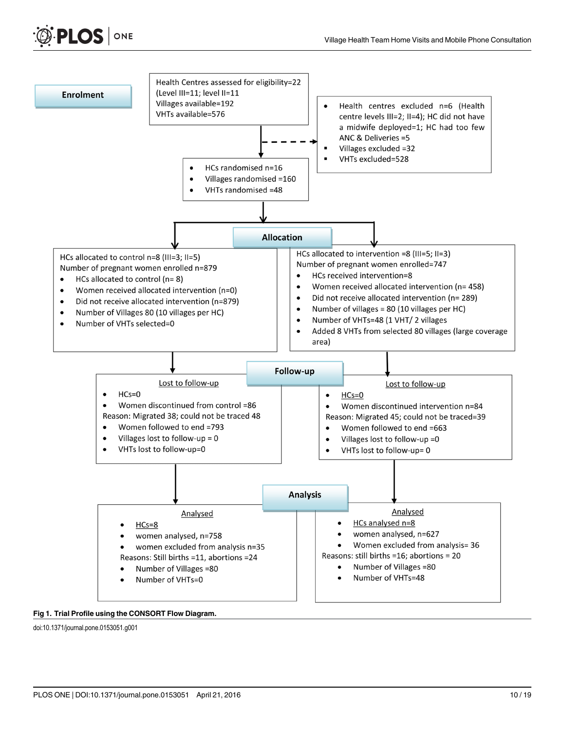**Enrolment**

Health Centres assessed for eligibility=22
(Level III=11; level II=11
Villages available=192
VHTs available=576

- Health centres excluded n=6 (Health centre levels III=2; II=4); HC did not have a midwife deployed=1; HC had too few ANC & Deliveries =5
- Villages excluded =32
- VHTs excluded=528

- HCs randomised n=16
- Villages randomised =160
- VHTs randomised =48

**Allocation**

HCs allocated to control n=8 (III=3; II=5)
Number of pregnant women enrolled n=879

- HCs allocated to control (n= 8)
- Women received allocated intervention (n=0)
- Did not receive allocated intervention (n=879)
- Number of Villages 80 (10 villages per HC)
- Number of VHTs selected=0

HCs allocated to intervention =8 (III=5; II=3)
Number of pregnant women enrolled=747

- HCs received intervention=8
- Women received allocated intervention (n= 458)
- Did not receive allocated intervention (n= 289)
- Number of villages = 80 (10 villages per HC)
- Number of VHTs=48 (1 VHT/ 2 villages
- Added 8 VHTs from selected 80 villages (large coverage area)

**Follow-up**

Lost to follow-up

- HCs=0
- Women discontinued from control =86

Reason: Migrated 38; could not be traced 48

- Women followed to end =793
- Villages lost to follow-up = 0
- VHTs lost to follow-up=0

Lost to follow-up

- HCs=0
- Women discontinued intervention n=84

Reason: Migrated 45; could not be traced=39

- Women followed to end =663
- Villages lost to follow-up =0
- VHTs lost to follow-up= 0

**Analysis**

Analysed

- HCs=8
- women analysed, n=758
- women excluded from analysis n=35

Reasons: Still births =11, abortions =24

- Number of Villages =80
- Number of VHTs=0

Analysed

- HCs analysed n=8
- women analysed, n=627
- Women excluded from analysis= 36

Reasons: still births =16; abortions = 20

- Number of Villages =80
- Number of VHTs=48

**Fig 1. Trial Profile using the CONSORT Flow Diagram.**

doi:10.1371/journal.pone.0153051.g001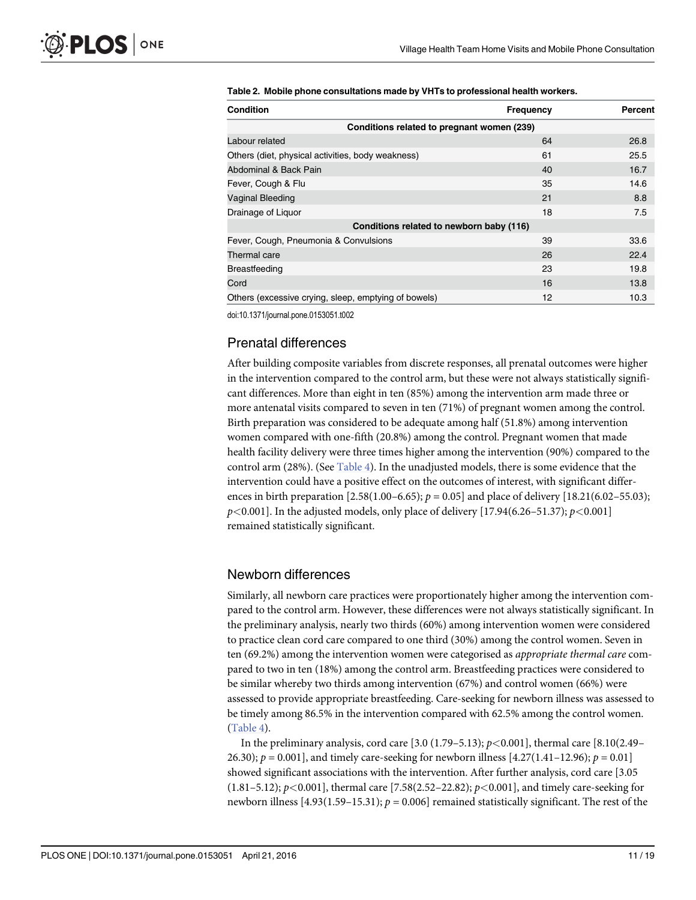**Table 2. Mobile phone consultations made by VHTs to professional health workers.**

| Condition | Frequency | Percent |
|---|---|---|
| **Conditions related to pregnant women (239)** | | |
| Labour related | 64 | 26.8 |
| Others (diet, physical activities, body weakness) | 61 | 25.5 |
| Abdominal & Back Pain | 40 | 16.7 |
| Fever, Cough & Flu | 35 | 14.6 |
| Vaginal Bleeding | 21 | 8.8 |
| Drainage of Liquor | 18 | 7.5 |
| **Conditions related to newborn baby (116)** | | |
| Fever, Cough, Pneumonia & Convulsions | 39 | 33.6 |
| Thermal care | 26 | 22.4 |
| Breastfeeding | 23 | 19.8 |
| Cord | 16 | 13.8 |
| Others (excessive crying, sleep, emptying of bowels) | 12 | 10.3 |

doi:10.1371/journal.pone.0153051.t002

## Prenatal differences

After building composite variables from discrete responses, all prenatal outcomes were higher in the intervention compared to the control arm, but these were not always statistically significant differences. More than eight in ten (85%) among the intervention arm made three or more antenatal visits compared to seven in ten (71%) of pregnant women among the control. Birth preparation was considered to be adequate among half (51.8%) among intervention women compared with one-fifth (20.8%) among the control. Pregnant women that made health facility delivery were three times higher among the intervention (90%) compared to the control arm (28%). (See Table 4). In the unadjusted models, there is some evidence that the intervention could have a positive effect on the outcomes of interest, with significant differences in birth preparation [2.58(1.00–6.65); $p = 0.05$] and place of delivery [18.21(6.02–55.03); $p < 0.001$]. In the adjusted models, only place of delivery [17.94(6.26–51.37); $p < 0.001$] remained statistically significant.

## Newborn differences

Similarly, all newborn care practices were proportionately higher among the intervention compared to the control arm. However, these differences were not always statistically significant. In the preliminary analysis, nearly two thirds (60%) among intervention women were considered to practice clean cord care compared to one third (30%) among the control women. Seven in ten (69.2%) among the intervention women were categorised as *appropriate thermal care* compared to two in ten (18%) among the control arm. Breastfeeding practices were considered to be similar whereby two thirds among intervention (67%) and control women (66%) were assessed to provide appropriate breastfeeding. Care-seeking for newborn illness was assessed to be timely among 86.5% in the intervention compared with 62.5% among the control women. (Table 4).

In the preliminary analysis, cord care [3.0 (1.79–5.13); $p < 0.001$], thermal care [8.10(2.49–26.30); $p = 0.001$], and timely care-seeking for newborn illness [4.27(1.41–12.96); $p = 0.01$] showed significant associations with the intervention. After further analysis, cord care [3.05 (1.81–5.12); $p < 0.001$], thermal care [7.58(2.52–22.82); $p < 0.001$], and timely care-seeking for newborn illness [4.93(1.59–15.31); $p = 0.006$] remained statistically significant. The rest of the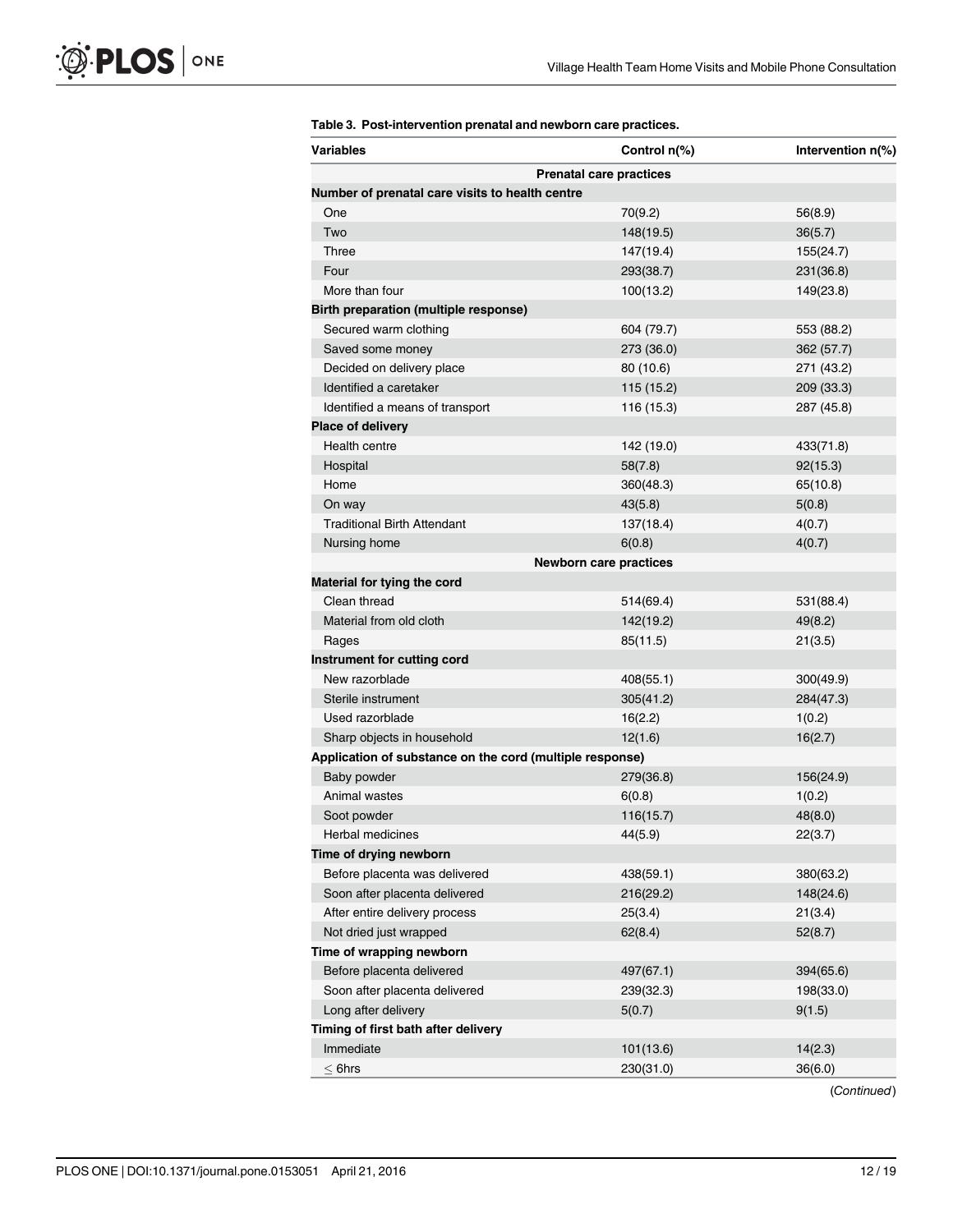**Table 3. Post-intervention prenatal and newborn care practices.**

| Variables | Control n(%) | Intervention n(%) |
|---|---|---|
| **Prenatal care practices** | | |
| **Number of prenatal care visits to health centre** | | |
| One | 70(9.2) | 56(8.9) |
| Two | 148(19.5) | 36(5.7) |
| Three | 147(19.4) | 155(24.7) |
| Four | 293(38.7) | 231(36.8) |
| More than four | 100(13.2) | 149(23.8) |
| **Birth preparation (multiple response)** | | |
| Secured warm clothing | 604 (79.7) | 553 (88.2) |
| Saved some money | 273 (36.0) | 362 (57.7) |
| Decided on delivery place | 80 (10.6) | 271 (43.2) |
| Identified a caretaker | 115 (15.2) | 209 (33.3) |
| Identified a means of transport | 116 (15.3) | 287 (45.8) |
| **Place of delivery** | | |
| Health centre | 142 (19.0) | 433(71.8) |
| Hospital | 58(7.8) | 92(15.3) |
| Home | 360(48.3) | 65(10.8) |
| On way | 43(5.8) | 5(0.8) |
| Traditional Birth Attendant | 137(18.4) | 4(0.7) |
| Nursing home | 6(0.8) | 4(0.7) |
| **Newborn care practices** | | |
| **Material for tying the cord** | | |
| Clean thread | 514(69.4) | 531(88.4) |
| Material from old cloth | 142(19.2) | 49(8.2) |
| Rages | 85(11.5) | 21(3.5) |
| **Instrument for cutting cord** | | |
| New razorblade | 408(55.1) | 300(49.9) |
| Sterile instrument | 305(41.2) | 284(47.3) |
| Used razorblade | 16(2.2) | 1(0.2) |
| Sharp objects in household | 12(1.6) | 16(2.7) |
| **Application of substance on the cord (multiple response)** | | |
| Baby powder | 279(36.8) | 156(24.9) |
| Animal wastes | 6(0.8) | 1(0.2) |
| Soot powder | 116(15.7) | 48(8.0) |
| Herbal medicines | 44(5.9) | 22(3.7) |
| **Time of drying newborn** | | |
| Before placenta was delivered | 438(59.1) | 380(63.2) |
| Soon after placenta delivered | 216(29.2) | 148(24.6) |
| After entire delivery process | 25(3.4) | 21(3.4) |
| Not dried just wrapped | 62(8.4) | 52(8.7) |
| **Time of wrapping newborn** | | |
| Before placenta delivered | 497(67.1) | 394(65.6) |
| Soon after placenta delivered | 239(32.3) | 198(33.0) |
| Long after delivery | 5(0.7) | 9(1.5) |
| **Timing of first bath after delivery** | | |
| Immediate | 101(13.6) | 14(2.3) |
| $\leq$ 6hrs | 230(31.0) | 36(6.0) |

(*Continued*)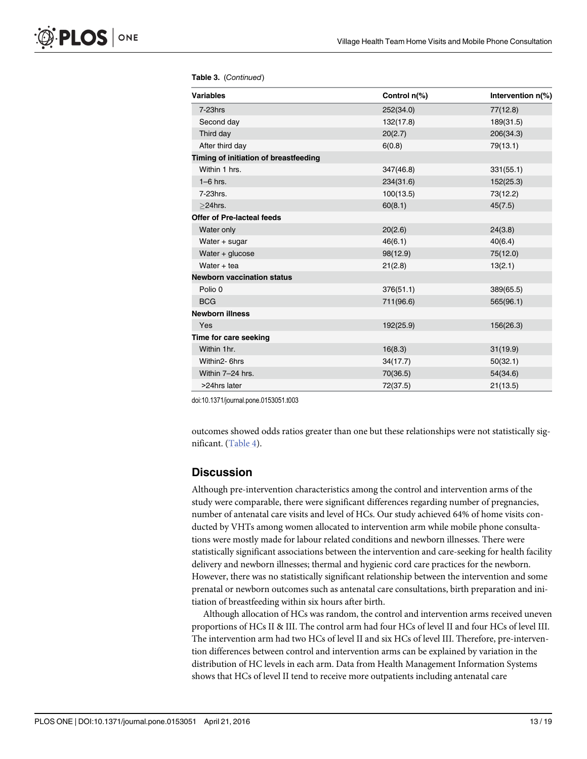**Table 3.** (*Continued*)

| Variables | Control n(%) | Intervention n(%) |
|---|---|---|
| 7-23hrs | 252(34.0) | 77(12.8) |
| Second day | 132(17.8) | 189(31.5) |
| Third day | 20(2.7) | 206(34.3) |
| After third day | 6(0.8) | 79(13.1) |
| **Timing of initiation of breastfeeding** | | |
| Within 1 hrs. | 347(46.8) | 331(55.1) |
| 1–6 hrs. | 234(31.6) | 152(25.3) |
| 7-23hrs. | 100(13.5) | 73(12.2) |
| ≥24hrs. | 60(8.1) | 45(7.5) |
| **Offer of Pre-lacteal feeds** | | |
| Water only | 20(2.6) | 24(3.8) |
| Water + sugar | 46(6.1) | 40(6.4) |
| Water + glucose | 98(12.9) | 75(12.0) |
| Water + tea | 21(2.8) | 13(2.1) |
| **Newborn vaccination status** | | |
| Polio 0 | 376(51.1) | 389(65.5) |
| BCG | 711(96.6) | 565(96.1) |
| **Newborn illness** | | |
| Yes | 192(25.9) | 156(26.3) |
| **Time for care seeking** | | |
| Within 1hr. | 16(8.3) | 31(19.9) |
| Within2- 6hrs | 34(17.7) | 50(32.1) |
| Within 7–24 hrs. | 70(36.5) | 54(34.6) |
| >24hrs later | 72(37.5) | 21(13.5) |

doi:10.1371/journal.pone.0153051.t003

outcomes showed odds ratios greater than one but these relationships were not statistically significant. (Table 4).

## Discussion

Although pre-intervention characteristics among the control and intervention arms of the study were comparable, there were significant differences regarding number of pregnancies, number of antenatal care visits and level of HCs. Our study achieved 64% of home visits conducted by VHTs among women allocated to intervention arm while mobile phone consultations were mostly made for labour related conditions and newborn illnesses. There were statistically significant associations between the intervention and care-seeking for health facility delivery and newborn illnesses; thermal and hygienic cord care practices for the newborn. However, there was no statistically significant relationship between the intervention and some prenatal or newborn outcomes such as antenatal care consultations, birth preparation and initiation of breastfeeding within six hours after birth.

Although allocation of HCs was random, the control and intervention arms received uneven proportions of HCs II & III. The control arm had four HCs of level II and four HCs of level III. The intervention arm had two HCs of level II and six HCs of level III. Therefore, pre-intervention differences between control and intervention arms can be explained by variation in the distribution of HC levels in each arm. Data from Health Management Information Systems shows that HCs of level II tend to receive more outpatients including antenatal care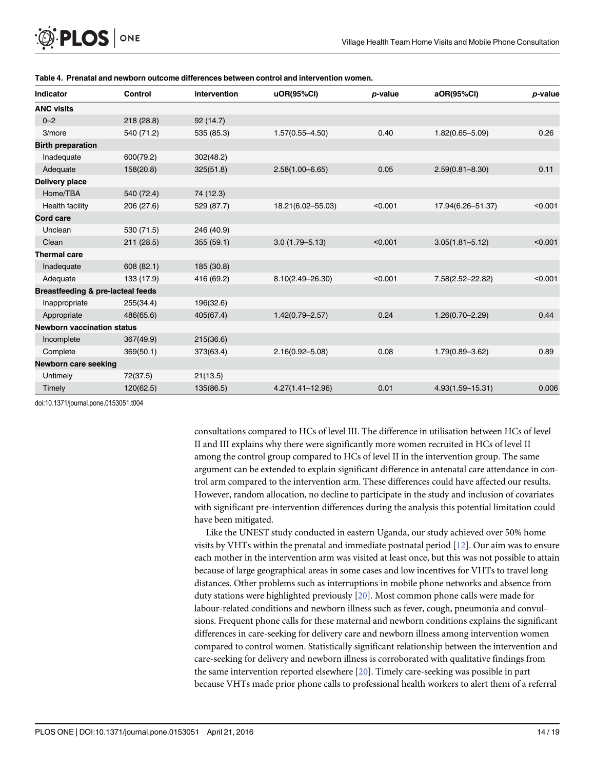**Table 4. Prenatal and newborn outcome differences between control and intervention women.**

| Indicator | Control | intervention | uOR(95%CI) | *p*-value | aOR(95%CI) | *p*-value |
|---|---|---|---|---|---|---|
| **ANC visits** | | | | | | |
| 0–2 | 218 (28.8) | 92 (14.7) | | | | |
| 3/more | 540 (71.2) | 535 (85.3) | 1.57(0.55–4.50) | 0.40 | 1.82(0.65–5.09) | 0.26 |
| **Birth preparation** | | | | | | |
| Inadequate | 600(79.2) | 302(48.2) | | | | |
| Adequate | 158(20.8) | 325(51.8) | 2.58(1.00–6.65) | 0.05 | 2.59(0.81–8.30) | 0.11 |
| **Delivery place** | | | | | | |
| Home/TBA | 540 (72.4) | 74 (12.3) | | | | |
| Health facility | 206 (27.6) | 529 (87.7) | 18.21(6.02–55.03) | <0.001 | 17.94(6.26–51.37) | <0.001 |
| **Cord care** | | | | | | |
| Unclean | 530 (71.5) | 246 (40.9) | | | | |
| Clean | 211 (28.5) | 355 (59.1) | 3.0 (1.79–5.13) | <0.001 | 3.05(1.81–5.12) | <0.001 |
| **Thermal care** | | | | | | |
| Inadequate | 608 (82.1) | 185 (30.8) | | | | |
| Adequate | 133 (17.9) | 416 (69.2) | 8.10(2.49–26.30) | <0.001 | 7.58(2.52–22.82) | <0.001 |
| **Breastfeeding & pre-lacteal feeds** | | | | | | |
| Inappropriate | 255(34.4) | 196(32.6) | | | | |
| Appropriate | 486(65.6) | 405(67.4) | 1.42(0.79–2.57) | 0.24 | 1.26(0.70–2.29) | 0.44 |
| **Newborn vaccination status** | | | | | | |
| Incomplete | 367(49.9) | 215(36.6) | | | | |
| Complete | 369(50.1) | 373(63.4) | 2.16(0.92–5.08) | 0.08 | 1.79(0.89–3.62) | 0.89 |
| **Newborn care seeking** | | | | | | |
| Untimely | 72(37.5) | 21(13.5) | | | | |
| Timely | 120(62.5) | 135(86.5) | 4.27(1.41–12.96) | 0.01 | 4.93(1.59–15.31) | 0.006 |

doi:10.1371/journal.pone.0153051.t004

consultations compared to HCs of level III. The difference in utilisation between HCs of level II and III explains why there were significantly more women recruited in HCs of level II among the control group compared to HCs of level II in the intervention group. The same argument can be extended to explain significant difference in antenatal care attendance in control arm compared to the intervention arm. These differences could have affected our results. However, random allocation, no decline to participate in the study and inclusion of covariates with significant pre-intervention differences during the analysis this potential limitation could have been mitigated.

Like the UNEST study conducted in eastern Uganda, our study achieved over 50% home visits by VHTs within the prenatal and immediate postnatal period [12]. Our aim was to ensure each mother in the intervention arm was visited at least once, but this was not possible to attain because of large geographical areas in some cases and low incentives for VHTs to travel long distances. Other problems such as interruptions in mobile phone networks and absence from duty stations were highlighted previously [20]. Most common phone calls were made for labour-related conditions and newborn illness such as fever, cough, pneumonia and convulsions. Frequent phone calls for these maternal and newborn conditions explains the significant differences in care-seeking for delivery care and newborn illness among intervention women compared to control women. Statistically significant relationship between the intervention and care-seeking for delivery and newborn illness is corroborated with qualitative findings from the same intervention reported elsewhere [20]. Timely care-seeking was possible in part because VHTs made prior phone calls to professional health workers to alert them of a referral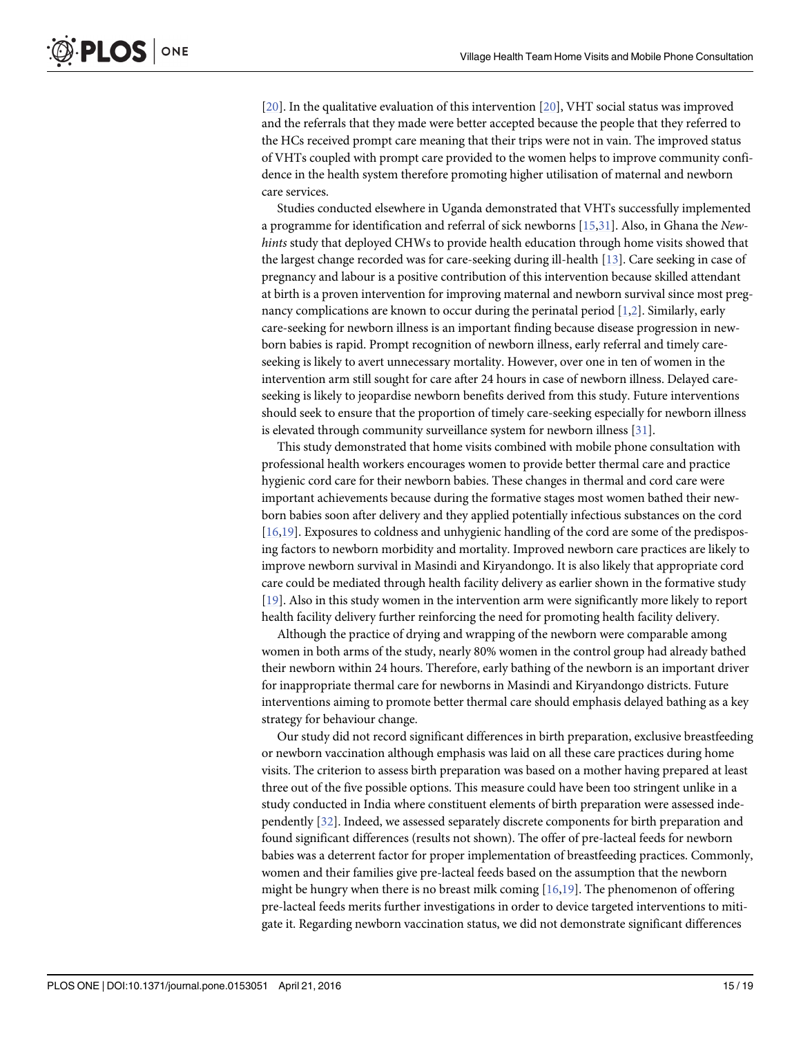[20]. In the qualitative evaluation of this intervention [20], VHT social status was improved and the referrals that they made were better accepted because the people that they referred to the HCs received prompt care meaning that their trips were not in vain. The improved status of VHTs coupled with prompt care provided to the women helps to improve community confidence in the health system therefore promoting higher utilisation of maternal and newborn care services.

Studies conducted elsewhere in Uganda demonstrated that VHTs successfully implemented a programme for identification and referral of sick newborns [15,31]. Also, in Ghana the *Newhints* study that deployed CHWs to provide health education through home visits showed that the largest change recorded was for care-seeking during ill-health [13]. Care seeking in case of pregnancy and labour is a positive contribution of this intervention because skilled attendant at birth is a proven intervention for improving maternal and newborn survival since most pregnancy complications are known to occur during the perinatal period [1,2]. Similarly, early care-seeking for newborn illness is an important finding because disease progression in newborn babies is rapid. Prompt recognition of newborn illness, early referral and timely care-seeking is likely to avert unnecessary mortality. However, over one in ten of women in the intervention arm still sought for care after 24 hours in case of newborn illness. Delayed care-seeking is likely to jeopardise newborn benefits derived from this study. Future interventions should seek to ensure that the proportion of timely care-seeking especially for newborn illness is elevated through community surveillance system for newborn illness [31].

This study demonstrated that home visits combined with mobile phone consultation with professional health workers encourages women to provide better thermal care and practice hygienic cord care for their newborn babies. These changes in thermal and cord care were important achievements because during the formative stages most women bathed their newborn babies soon after delivery and they applied potentially infectious substances on the cord [16,19]. Exposures to coldness and unhygienic handling of the cord are some of the predisposing factors to newborn morbidity and mortality. Improved newborn care practices are likely to improve newborn survival in Masindi and Kiryandongo. It is also likely that appropriate cord care could be mediated through health facility delivery as earlier shown in the formative study [19]. Also in this study women in the intervention arm were significantly more likely to report health facility delivery further reinforcing the need for promoting health facility delivery.

Although the practice of drying and wrapping of the newborn were comparable among women in both arms of the study, nearly 80% women in the control group had already bathed their newborn within 24 hours. Therefore, early bathing of the newborn is an important driver for inappropriate thermal care for newborns in Masindi and Kiryandongo districts. Future interventions aiming to promote better thermal care should emphasis delayed bathing as a key strategy for behaviour change.

Our study did not record significant differences in birth preparation, exclusive breastfeeding or newborn vaccination although emphasis was laid on all these care practices during home visits. The criterion to assess birth preparation was based on a mother having prepared at least three out of the five possible options. This measure could have been too stringent unlike in a study conducted in India where constituent elements of birth preparation were assessed independently [32]. Indeed, we assessed separately discrete components for birth preparation and found significant differences (results not shown). The offer of pre-lacteal feeds for newborn babies was a deterrent factor for proper implementation of breastfeeding practices. Commonly, women and their families give pre-lacteal feeds based on the assumption that the newborn might be hungry when there is no breast milk coming [16,19]. The phenomenon of offering pre-lacteal feeds merits further investigations in order to device targeted interventions to mitigate it. Regarding newborn vaccination status, we did not demonstrate significant differences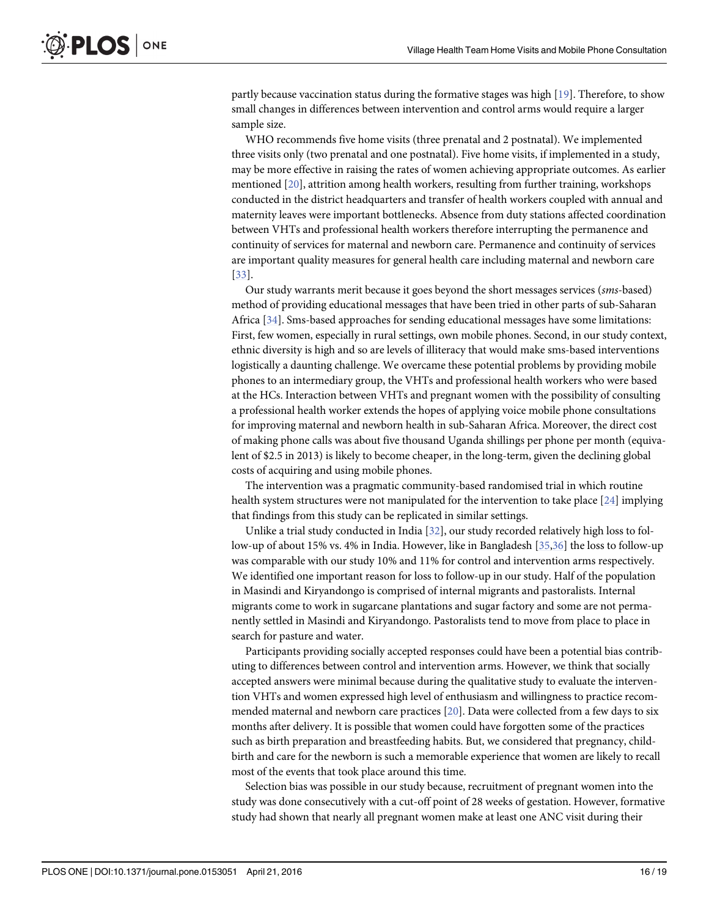partly because vaccination status during the formative stages was high [19]. Therefore, to show small changes in differences between intervention and control arms would require a larger sample size.

WHO recommends five home visits (three prenatal and 2 postnatal). We implemented three visits only (two prenatal and one postnatal). Five home visits, if implemented in a study, may be more effective in raising the rates of women achieving appropriate outcomes. As earlier mentioned [20], attrition among health workers, resulting from further training, workshops conducted in the district headquarters and transfer of health workers coupled with annual and maternity leaves were important bottlenecks. Absence from duty stations affected coordination between VHTs and professional health workers therefore interrupting the permanence and continuity of services for maternal and newborn care. Permanence and continuity of services are important quality measures for general health care including maternal and newborn care [33].

Our study warrants merit because it goes beyond the short messages services (*sms*-based) method of providing educational messages that have been tried in other parts of sub-Saharan Africa [34]. Sms-based approaches for sending educational messages have some limitations: First, few women, especially in rural settings, own mobile phones. Second, in our study context, ethnic diversity is high and so are levels of illiteracy that would make sms-based interventions logistically a daunting challenge. We overcame these potential problems by providing mobile phones to an intermediary group, the VHTs and professional health workers who were based at the HCs. Interaction between VHTs and pregnant women with the possibility of consulting a professional health worker extends the hopes of applying voice mobile phone consultations for improving maternal and newborn health in sub-Saharan Africa. Moreover, the direct cost of making phone calls was about five thousand Uganda shillings per phone per month (equivalent of $2.5 in 2013) is likely to become cheaper, in the long-term, given the declining global costs of acquiring and using mobile phones.

The intervention was a pragmatic community-based randomised trial in which routine health system structures were not manipulated for the intervention to take place [24] implying that findings from this study can be replicated in similar settings.

Unlike a trial study conducted in India [32], our study recorded relatively high loss to follow-up of about 15% vs. 4% in India. However, like in Bangladesh [35,36] the loss to follow-up was comparable with our study 10% and 11% for control and intervention arms respectively. We identified one important reason for loss to follow-up in our study. Half of the population in Masindi and Kiryandongo is comprised of internal migrants and pastoralists. Internal migrants come to work in sugarcane plantations and sugar factory and some are not permanently settled in Masindi and Kiryandongo. Pastoralists tend to move from place to place in search for pasture and water.

Participants providing socially accepted responses could have been a potential bias contributing to differences between control and intervention arms. However, we think that socially accepted answers were minimal because during the qualitative study to evaluate the intervention VHTs and women expressed high level of enthusiasm and willingness to practice recommended maternal and newborn care practices [20]. Data were collected from a few days to six months after delivery. It is possible that women could have forgotten some of the practices such as birth preparation and breastfeeding habits. But, we considered that pregnancy, childbirth and care for the newborn is such a memorable experience that women are likely to recall most of the events that took place around this time.

Selection bias was possible in our study because, recruitment of pregnant women into the study was done consecutively with a cut-off point of 28 weeks of gestation. However, formative study had shown that nearly all pregnant women make at least one ANC visit during their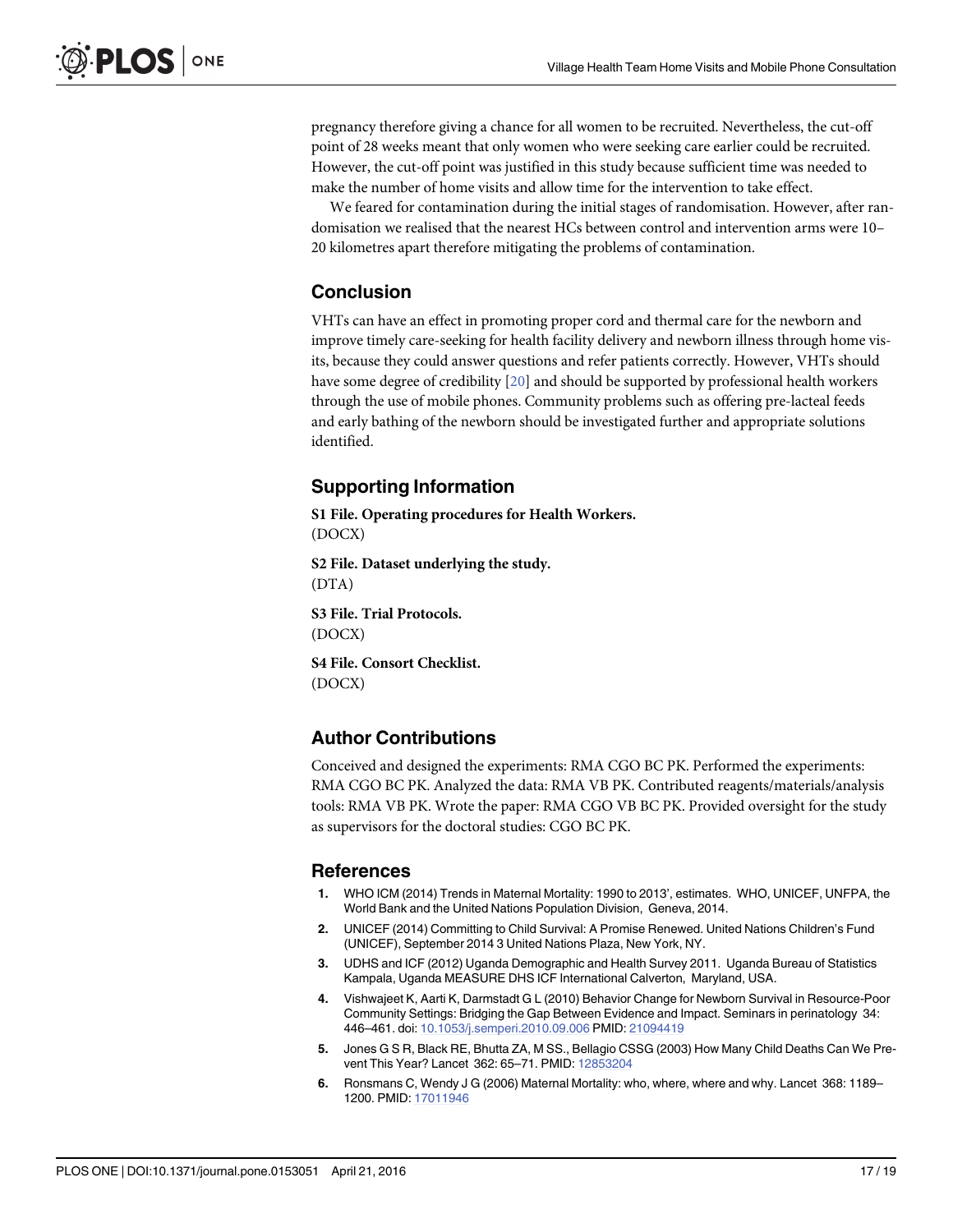pregnancy therefore giving a chance for all women to be recruited. Nevertheless, the cut-off point of 28 weeks meant that only women who were seeking care earlier could be recruited. However, the cut-off point was justified in this study because sufficient time was needed to make the number of home visits and allow time for the intervention to take effect.

We feared for contamination during the initial stages of randomisation. However, after randomisation we realised that the nearest HCs between control and intervention arms were 10–20 kilometres apart therefore mitigating the problems of contamination.

## Conclusion

VHTs can have an effect in promoting proper cord and thermal care for the newborn and improve timely care-seeking for health facility delivery and newborn illness through home visits, because they could answer questions and refer patients correctly. However, VHTs should have some degree of credibility [20] and should be supported by professional health workers through the use of mobile phones. Community problems such as offering pre-lacteal feeds and early bathing of the newborn should be investigated further and appropriate solutions identified.

## Supporting Information

**S1 File. Operating procedures for Health Workers.**
(DOCX)

**S2 File. Dataset underlying the study.**
(DTA)

**S3 File. Trial Protocols.**
(DOCX)

**S4 File. Consort Checklist.**
(DOCX)

## Author Contributions

Conceived and designed the experiments: RMA CGO BC PK. Performed the experiments: RMA CGO BC PK. Analyzed the data: RMA VB PK. Contributed reagents/materials/analysis tools: RMA VB PK. Wrote the paper: RMA CGO VB BC PK. Provided oversight for the study as supervisors for the doctoral studies: CGO BC PK.

## References

1. WHO ICM (2014) Trends in Maternal Mortality: 1990 to 2013', estimates. WHO, UNICEF, UNFPA, the World Bank and the United Nations Population Division, Geneva, 2014.
2. UNICEF (2014) Committing to Child Survival: A Promise Renewed. United Nations Children's Fund (UNICEF), September 2014 3 United Nations Plaza, New York, NY.
3. UDHS and ICF (2012) Uganda Demographic and Health Survey 2011. Uganda Bureau of Statistics Kampala, Uganda MEASURE DHS ICF International Calverton, Maryland, USA.
4. Vishwajeet K, Aarti K, Darmstadt G L (2010) Behavior Change for Newborn Survival in Resource-Poor Community Settings: Bridging the Gap Between Evidence and Impact. Seminars in perinatology 34: 446–461. doi: 10.1053/j.semperi.2010.09.006 PMID: 21094419
5. Jones G S R, Black RE, Bhutta ZA, M SS., Bellagio CSSG (2003) How Many Child Deaths Can We Prevent This Year? Lancet 362: 65–71. PMID: 12853204
6. Ronsmans C, Wendy J G (2006) Maternal Mortality: who, where, where and why. Lancet 368: 1189–1200. PMID: 17011946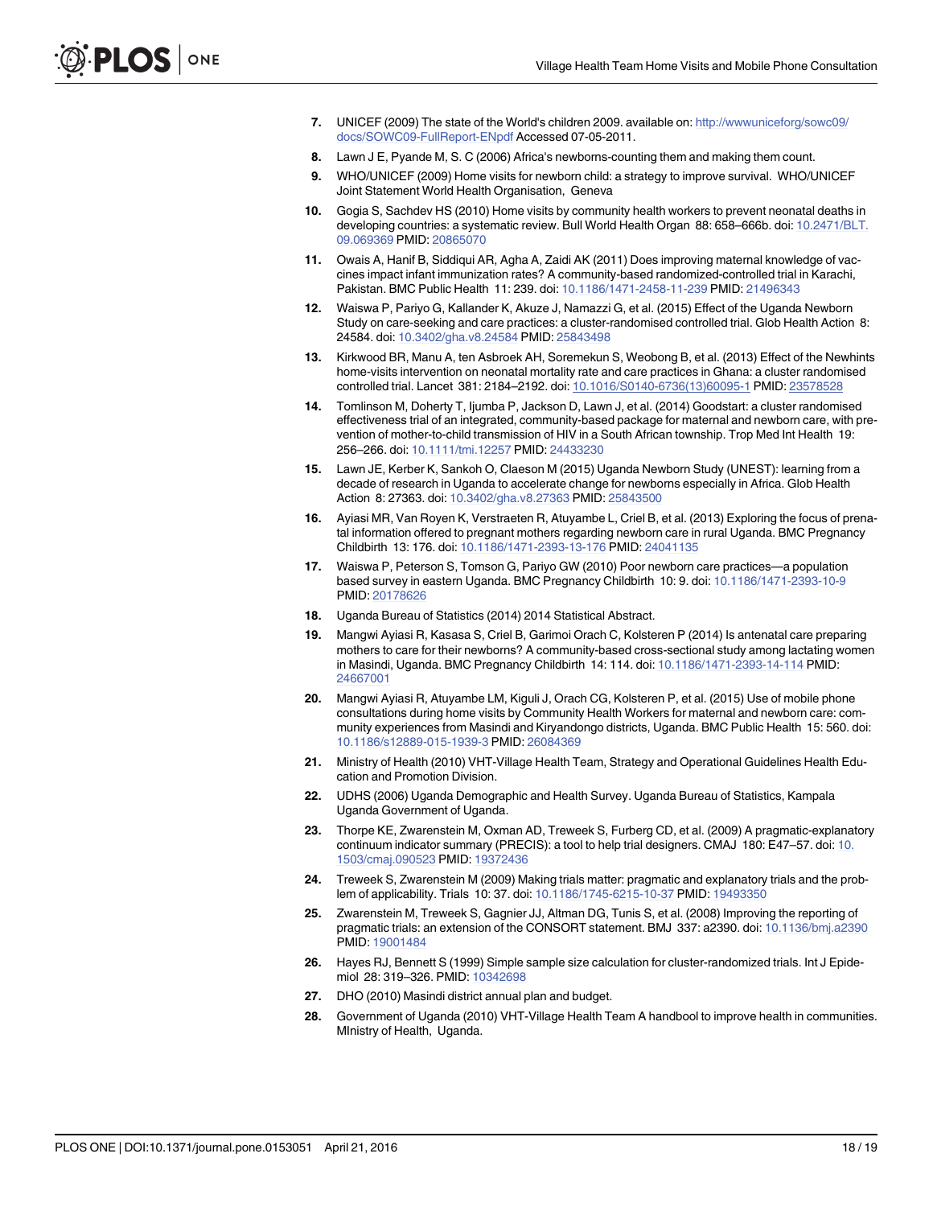7. UNICEF (2009) The state of the World's children 2009. available on: http://wwwuniceforg/sowc09/docs/SOWC09-FullReport-ENpdf Accessed 07-05-2011.
8. Lawn J E, Pyande M, S. C (2006) Africa's newborns-counting them and making them count.
9. WHO/UNICEF (2009) Home visits for newborn child: a strategy to improve survival. WHO/UNICEF Joint Statement World Health Organisation, Geneva
10. Gogia S, Sachdev HS (2010) Home visits by community health workers to prevent neonatal deaths in developing countries: a systematic review. Bull World Health Organ 88: 658–666b. doi: 10.2471/BLT.09.069369 PMID: 20865070
11. Owais A, Hanif B, Siddiqui AR, Agha A, Zaidi AK (2011) Does improving maternal knowledge of vaccines impact infant immunization rates? A community-based randomized-controlled trial in Karachi, Pakistan. BMC Public Health 11: 239. doi: 10.1186/1471-2458-11-239 PMID: 21496343
12. Waiswa P, Pariyo G, Kallander K, Akuze J, Namazzi G, et al. (2015) Effect of the Uganda Newborn Study on care-seeking and care practices: a cluster-randomised controlled trial. Glob Health Action 8: 24584. doi: 10.3402/gha.v8.24584 PMID: 25843498
13. Kirkwood BR, Manu A, ten Asbroek AH, Soremekun S, Weobong B, et al. (2013) Effect of the Newhints home-visits intervention on neonatal mortality rate and care practices in Ghana: a cluster randomised controlled trial. Lancet 381: 2184–2192. doi: 10.1016/S0140-6736(13)60095-1 PMID: 23578528
14. Tomlinson M, Doherty T, Ijumba P, Jackson D, Lawn J, et al. (2014) Goodstart: a cluster randomised effectiveness trial of an integrated, community-based package for maternal and newborn care, with prevention of mother-to-child transmission of HIV in a South African township. Trop Med Int Health 19: 256–266. doi: 10.1111/tmi.12257 PMID: 24433230
15. Lawn JE, Kerber K, Sankoh O, Claeson M (2015) Uganda Newborn Study (UNEST): learning from a decade of research in Uganda to accelerate change for newborns especially in Africa. Glob Health Action 8: 27363. doi: 10.3402/gha.v8.27363 PMID: 25843500
16. Ayiasi MR, Van Royen K, Verstraeten R, Atuyambe L, Criel B, et al. (2013) Exploring the focus of prenatal information offered to pregnant mothers regarding newborn care in rural Uganda. BMC Pregnancy Childbirth 13: 176. doi: 10.1186/1471-2393-13-176 PMID: 24041135
17. Waiswa P, Peterson S, Tomson G, Pariyo GW (2010) Poor newborn care practices—a population based survey in eastern Uganda. BMC Pregnancy Childbirth 10: 9. doi: 10.1186/1471-2393-10-9 PMID: 20178626
18. Uganda Bureau of Statistics (2014) 2014 Statistical Abstract.
19. Mangwi Ayiasi R, Kasasa S, Criel B, Garimoi Orach C, Kolsteren P (2014) Is antenatal care preparing mothers to care for their newborns? A community-based cross-sectional study among lactating women in Masindi, Uganda. BMC Pregnancy Childbirth 14: 114. doi: 10.1186/1471-2393-14-114 PMID: 24667001
20. Mangwi Ayiasi R, Atuyambe LM, Kiguli J, Orach CG, Kolsteren P, et al. (2015) Use of mobile phone consultations during home visits by Community Health Workers for maternal and newborn care: community experiences from Masindi and Kiryandongo districts, Uganda. BMC Public Health 15: 560. doi: 10.1186/s12889-015-1939-3 PMID: 26084369
21. Ministry of Health (2010) VHT-Village Health Team, Strategy and Operational Guidelines Health Education and Promotion Division.
22. UDHS (2006) Uganda Demographic and Health Survey. Uganda Bureau of Statistics, Kampala Uganda Government of Uganda.
23. Thorpe KE, Zwarenstein M, Oxman AD, Treweek S, Furberg CD, et al. (2009) A pragmatic-explanatory continuum indicator summary (PRECIS): a tool to help trial designers. CMAJ 180: E47–57. doi: 10.1503/cmaj.090523 PMID: 19372436
24. Treweek S, Zwarenstein M (2009) Making trials matter: pragmatic and explanatory trials and the problem of applicability. Trials 10: 37. doi: 10.1186/1745-6215-10-37 PMID: 19493350
25. Zwarenstein M, Treweek S, Gagnier JJ, Altman DG, Tunis S, et al. (2008) Improving the reporting of pragmatic trials: an extension of the CONSORT statement. BMJ 337: a2390. doi: 10.1136/bmj.a2390 PMID: 19001484
26. Hayes RJ, Bennett S (1999) Simple sample size calculation for cluster-randomized trials. Int J Epidemiol 28: 319–326. PMID: 10342698
27. DHO (2010) Masindi district annual plan and budget.
28. Government of Uganda (2010) VHT-Village Health Team A handbool to improve health in communities. MInistry of Health, Uganda.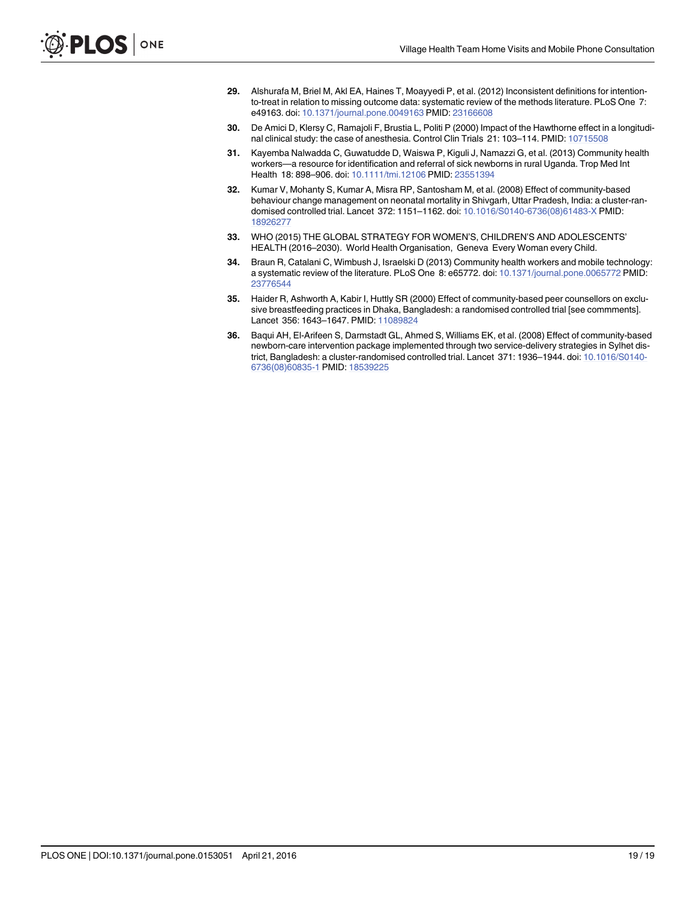29. Alshurafa M, Briel M, Akl EA, Haines T, Moayyedi P, et al. (2012) Inconsistent definitions for intention-to-treat in relation to missing outcome data: systematic review of the methods literature. PLoS One 7: e49163. doi: 10.1371/journal.pone.0049163 PMID: 23166608

30. De Amici D, Klersy C, Ramajoli F, Brustia L, Politi P (2000) Impact of the Hawthorne effect in a longitudinal clinical study: the case of anesthesia. Control Clin Trials 21: 103–114. PMID: 10715508

31. Kayemba Nalwadda C, Guwatudde D, Waiswa P, Kiguli J, Namazzi G, et al. (2013) Community health workers—a resource for identification and referral of sick newborns in rural Uganda. Trop Med Int Health 18: 898–906. doi: 10.1111/tmi.12106 PMID: 23551394

32. Kumar V, Mohanty S, Kumar A, Misra RP, Santosham M, et al. (2008) Effect of community-based behaviour change management on neonatal mortality in Shivgarh, Uttar Pradesh, India: a cluster-randomised controlled trial. Lancet 372: 1151–1162. doi: 10.1016/S0140-6736(08)61483-X PMID: 18926277

33. WHO (2015) THE GLOBAL STRATEGY FOR WOMEN'S, CHILDREN'S AND ADOLESCENTS' HEALTH (2016–2030). World Health Organisation, Geneva Every Woman every Child.

34. Braun R, Catalani C, Wimbush J, Israelski D (2013) Community health workers and mobile technology: a systematic review of the literature. PLoS One 8: e65772. doi: 10.1371/journal.pone.0065772 PMID: 23776544

35. Haider R, Ashworth A, Kabir I, Huttly SR (2000) Effect of community-based peer counsellors on exclusive breastfeeding practices in Dhaka, Bangladesh: a randomised controlled trial [see commments]. Lancet 356: 1643–1647. PMID: 11089824

36. Baqui AH, El-Arifeen S, Darmstadt GL, Ahmed S, Williams EK, et al. (2008) Effect of community-based newborn-care intervention package implemented through two service-delivery strategies in Sylhet district, Bangladesh: a cluster-randomised controlled trial. Lancet 371: 1936–1944. doi: 10.1016/S0140-6736(08)60835-1 PMID: 18539225